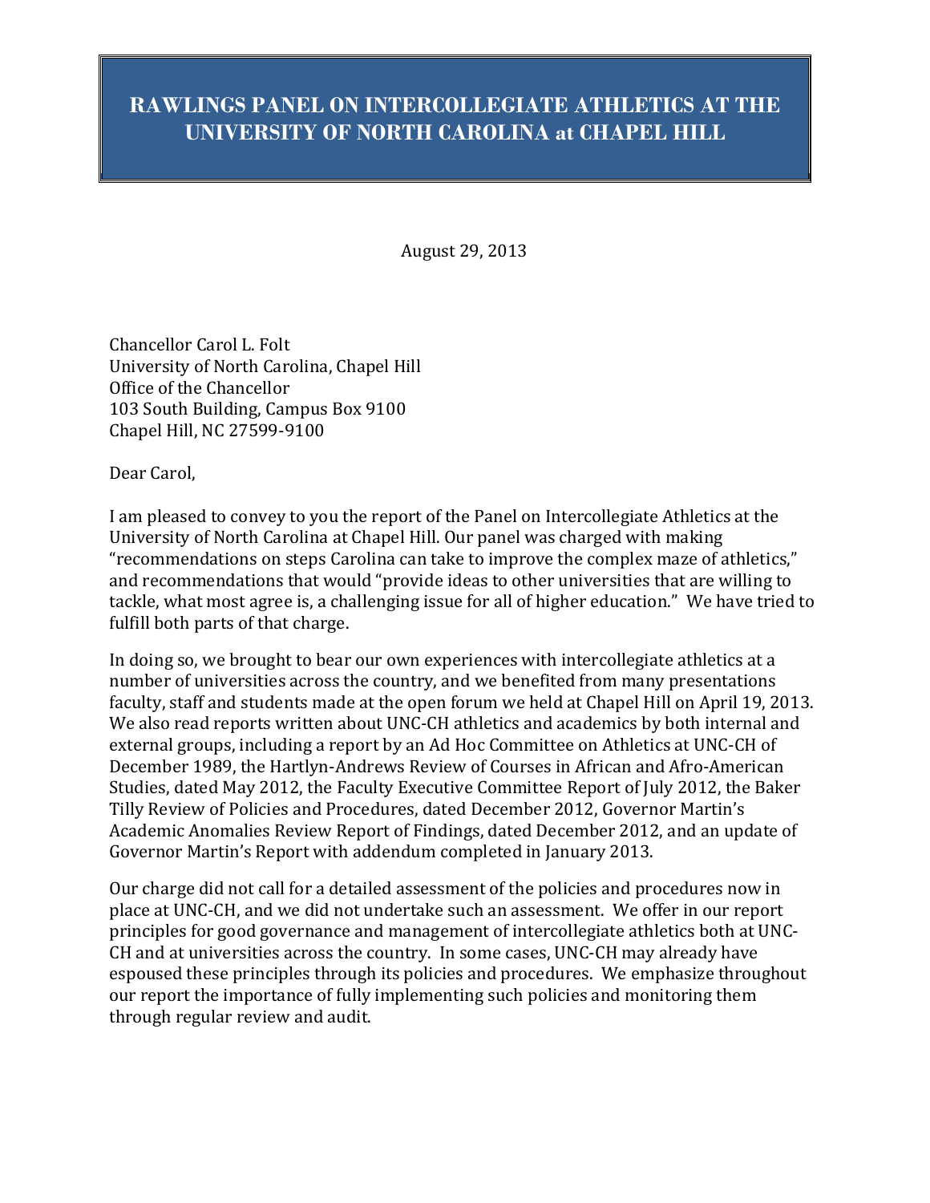# RAWLINGS PANEL ON INTERCOLLEGIATE ATHLETICS AT THE UNIVERSITY OF NORTH CAROLINA at CHAPEL HILL

August 29, 2013

Chancellor Carol L. Folt
University of North Carolina, Chapel Hill
Office of the Chancellor
103 South Building, Campus Box 9100
Chapel Hill, NC 27599-9100

Dear Carol,

I am pleased to convey to you the report of the Panel on Intercollegiate Athletics at the University of North Carolina at Chapel Hill. Our panel was charged with making "recommendations on steps Carolina can take to improve the complex maze of athletics," and recommendations that would "provide ideas to other universities that are willing to tackle, what most agree is, a challenging issue for all of higher education." We have tried to fulfill both parts of that charge.

In doing so, we brought to bear our own experiences with intercollegiate athletics at a number of universities across the country, and we benefited from many presentations faculty, staff and students made at the open forum we held at Chapel Hill on April 19, 2013. We also read reports written about UNC-CH athletics and academics by both internal and external groups, including a report by an Ad Hoc Committee on Athletics at UNC-CH of December 1989, the Hartlyn-Andrews Review of Courses in African and Afro-American Studies, dated May 2012, the Faculty Executive Committee Report of July 2012, the Baker Tilly Review of Policies and Procedures, dated December 2012, Governor Martin's Academic Anomalies Review Report of Findings, dated December 2012, and an update of Governor Martin's Report with addendum completed in January 2013.

Our charge did not call for a detailed assessment of the policies and procedures now in place at UNC-CH, and we did not undertake such an assessment. We offer in our report principles for good governance and management of intercollegiate athletics both at UNC-CH and at universities across the country. In some cases, UNC-CH may already have espoused these principles through its policies and procedures. We emphasize throughout our report the importance of fully implementing such policies and monitoring them through regular review and audit.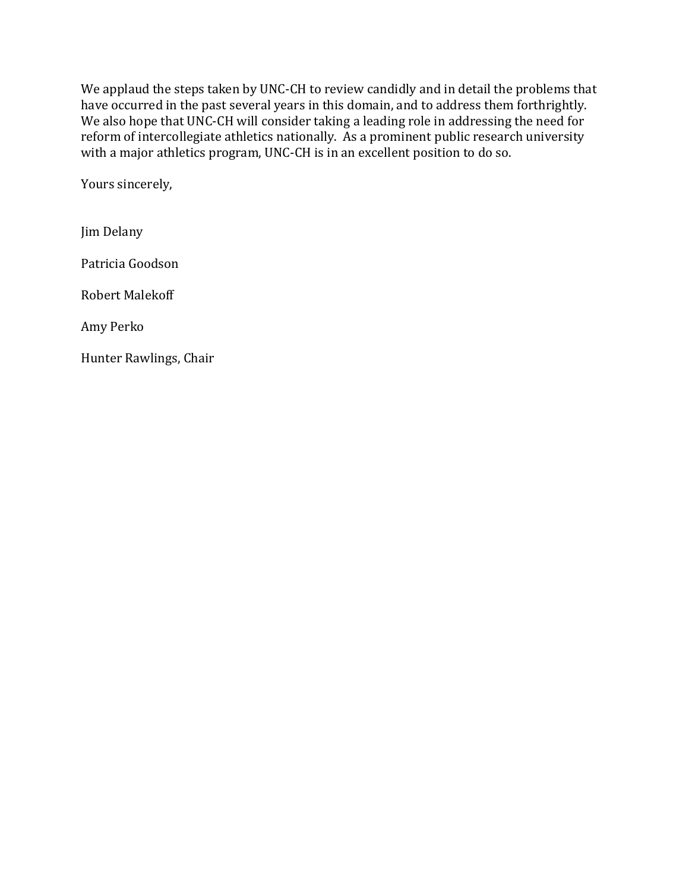We applaud the steps taken by UNC-CH to review candidly and in detail the problems that have occurred in the past several years in this domain, and to address them forthrightly. We also hope that UNC-CH will consider taking a leading role in addressing the need for reform of intercollegiate athletics nationally. As a prominent public research university with a major athletics program, UNC-CH is in an excellent position to do so.

Yours sincerely,

Jim Delany

Patricia Goodson

Robert Malekoff

Amy Perko

Hunter Rawlings, Chair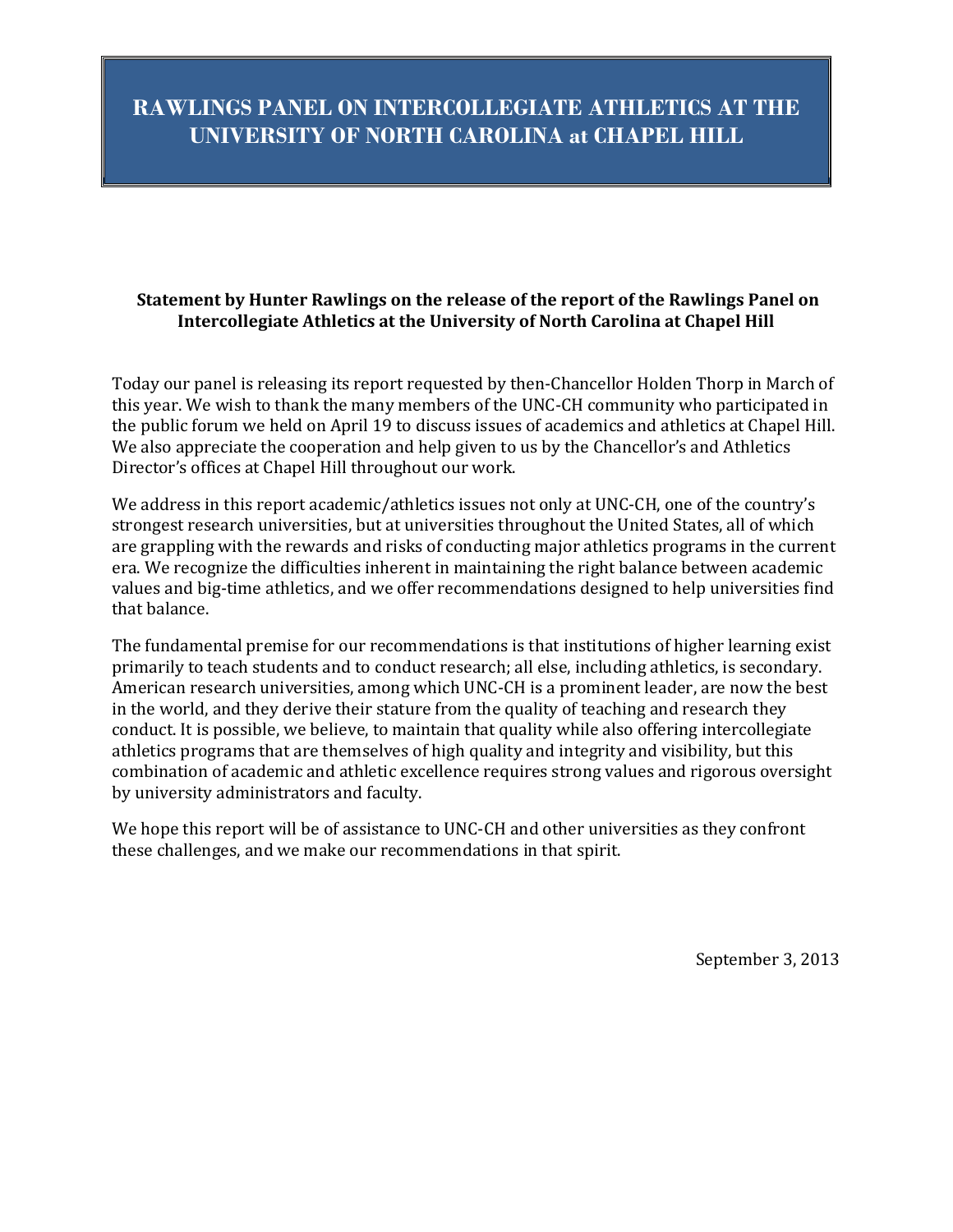# RAWLINGS PANEL ON INTERCOLLEGIATE ATHLETICS AT THE UNIVERSITY OF NORTH CAROLINA at CHAPEL HILL

**Statement by Hunter Rawlings on the release of the report of the Rawlings Panel on Intercollegiate Athletics at the University of North Carolina at Chapel Hill**

Today our panel is releasing its report requested by then-Chancellor Holden Thorp in March of this year. We wish to thank the many members of the UNC-CH community who participated in the public forum we held on April 19 to discuss issues of academics and athletics at Chapel Hill. We also appreciate the cooperation and help given to us by the Chancellor's and Athletics Director's offices at Chapel Hill throughout our work.

We address in this report academic/athletics issues not only at UNC-CH, one of the country's strongest research universities, but at universities throughout the United States, all of which are grappling with the rewards and risks of conducting major athletics programs in the current era. We recognize the difficulties inherent in maintaining the right balance between academic values and big-time athletics, and we offer recommendations designed to help universities find that balance.

The fundamental premise for our recommendations is that institutions of higher learning exist primarily to teach students and to conduct research; all else, including athletics, is secondary. American research universities, among which UNC-CH is a prominent leader, are now the best in the world, and they derive their stature from the quality of teaching and research they conduct. It is possible, we believe, to maintain that quality while also offering intercollegiate athletics programs that are themselves of high quality and integrity and visibility, but this combination of academic and athletic excellence requires strong values and rigorous oversight by university administrators and faculty.

We hope this report will be of assistance to UNC-CH and other universities as they confront these challenges, and we make our recommendations in that spirit.

September 3, 2013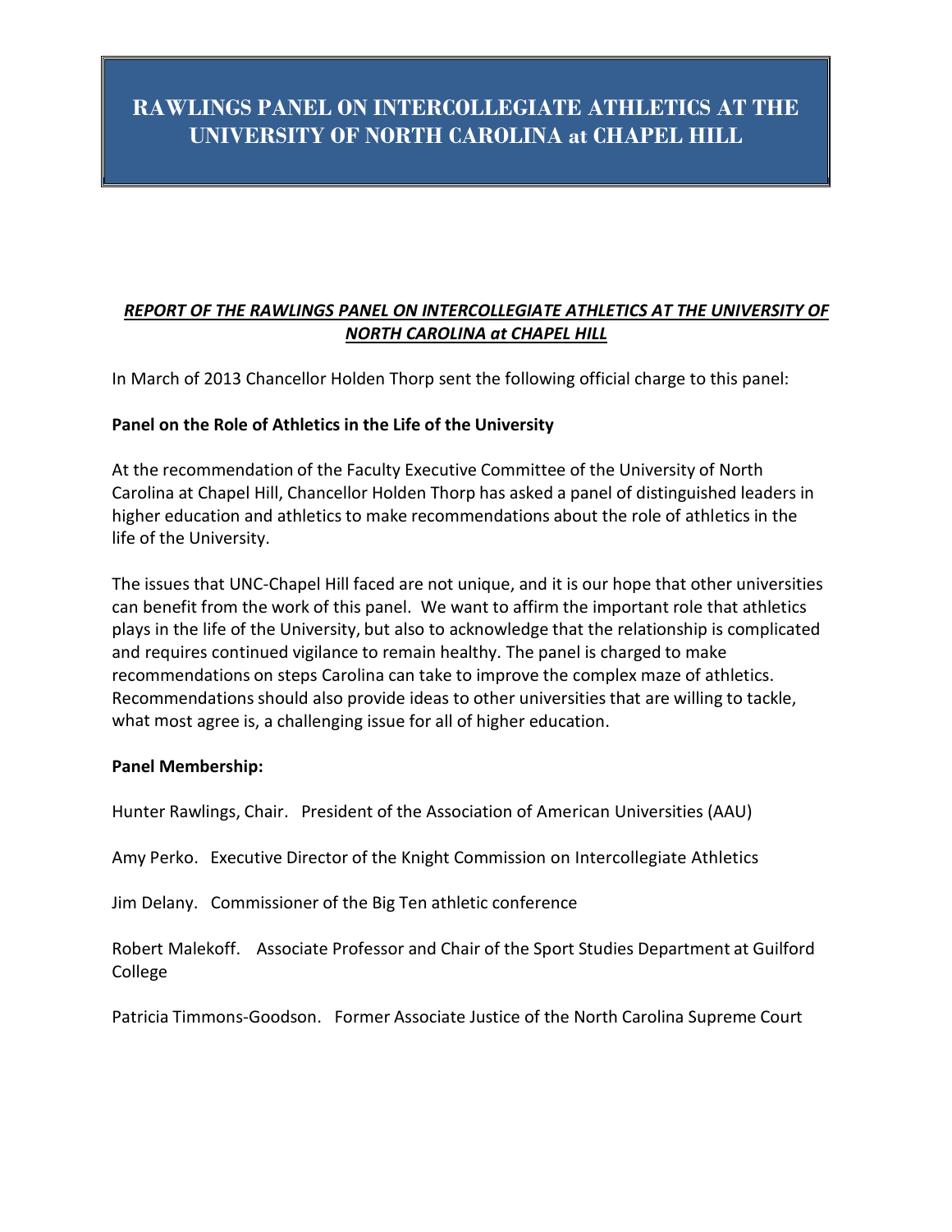# RAWLINGS PANEL ON INTERCOLLEGIATE ATHLETICS AT THE UNIVERSITY OF NORTH CAROLINA at CHAPEL HILL

***REPORT OF THE RAWLINGS PANEL ON INTERCOLLEGIATE ATHLETICS AT THE UNIVERSITY OF NORTH CAROLINA at CHAPEL HILL***

In March of 2013 Chancellor Holden Thorp sent the following official charge to this panel:

**Panel on the Role of Athletics in the Life of the University**

At the recommendation of the Faculty Executive Committee of the University of North Carolina at Chapel Hill, Chancellor Holden Thorp has asked a panel of distinguished leaders in higher education and athletics to make recommendations about the role of athletics in the life of the University.

The issues that UNC-Chapel Hill faced are not unique, and it is our hope that other universities can benefit from the work of this panel. We want to affirm the important role that athletics plays in the life of the University, but also to acknowledge that the relationship is complicated and requires continued vigilance to remain healthy. The panel is charged to make recommendations on steps Carolina can take to improve the complex maze of athletics. Recommendations should also provide ideas to other universities that are willing to tackle, what most agree is, a challenging issue for all of higher education.

**Panel Membership:**

Hunter Rawlings, Chair. President of the Association of American Universities (AAU)

Amy Perko. Executive Director of the Knight Commission on Intercollegiate Athletics

Jim Delany. Commissioner of the Big Ten athletic conference

Robert Malekoff. Associate Professor and Chair of the Sport Studies Department at Guilford College

Patricia Timmons-Goodson. Former Associate Justice of the North Carolina Supreme Court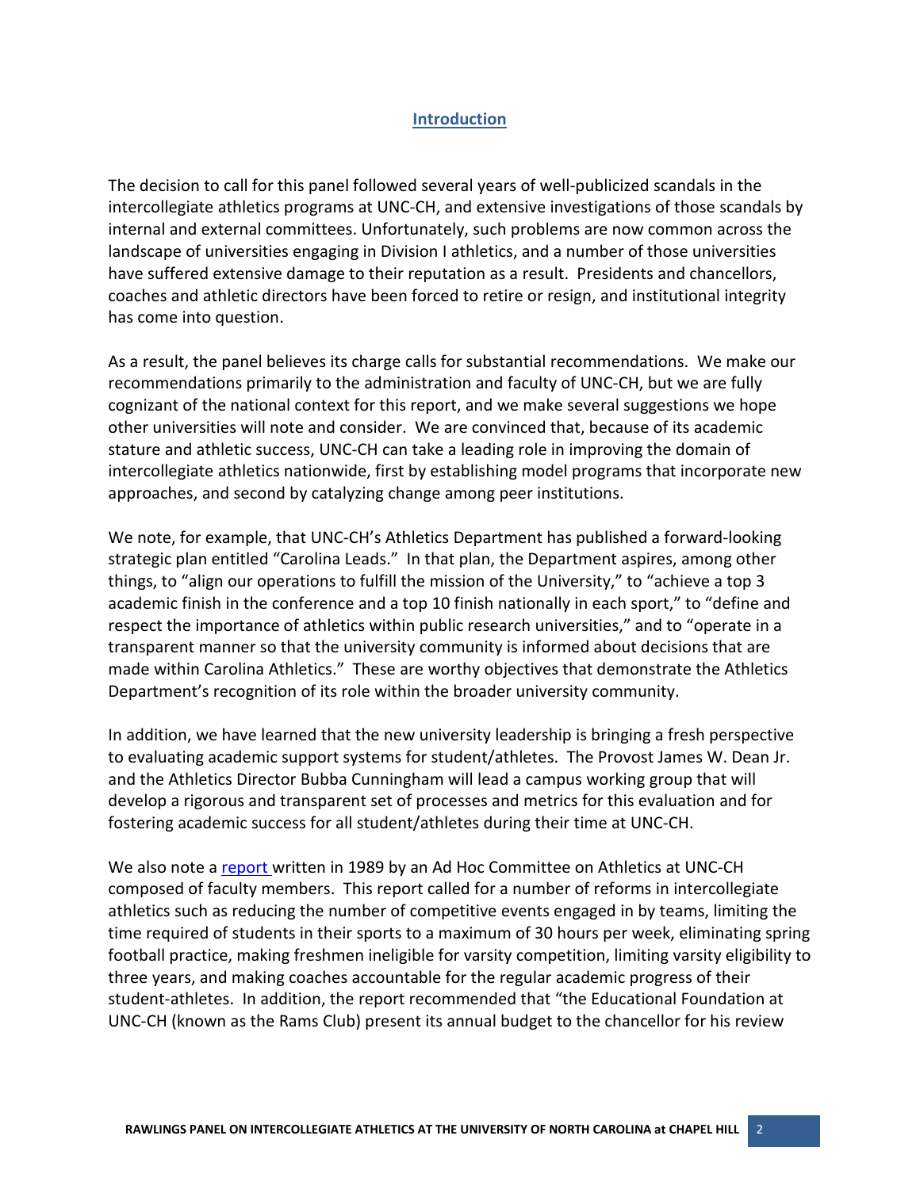## Introduction

The decision to call for this panel followed several years of well-publicized scandals in the intercollegiate athletics programs at UNC-CH, and extensive investigations of those scandals by internal and external committees. Unfortunately, such problems are now common across the landscape of universities engaging in Division I athletics, and a number of those universities have suffered extensive damage to their reputation as a result. Presidents and chancellors, coaches and athletic directors have been forced to retire or resign, and institutional integrity has come into question.

As a result, the panel believes its charge calls for substantial recommendations. We make our recommendations primarily to the administration and faculty of UNC-CH, but we are fully cognizant of the national context for this report, and we make several suggestions we hope other universities will note and consider. We are convinced that, because of its academic stature and athletic success, UNC-CH can take a leading role in improving the domain of intercollegiate athletics nationwide, first by establishing model programs that incorporate new approaches, and second by catalyzing change among peer institutions.

We note, for example, that UNC-CH's Athletics Department has published a forward-looking strategic plan entitled "Carolina Leads." In that plan, the Department aspires, among other things, to "align our operations to fulfill the mission of the University," to "achieve a top 3 academic finish in the conference and a top 10 finish nationally in each sport," to "define and respect the importance of athletics within public research universities," and to "operate in a transparent manner so that the university community is informed about decisions that are made within Carolina Athletics." These are worthy objectives that demonstrate the Athletics Department's recognition of its role within the broader university community.

In addition, we have learned that the new university leadership is bringing a fresh perspective to evaluating academic support systems for student/athletes. The Provost James W. Dean Jr. and the Athletics Director Bubba Cunningham will lead a campus working group that will develop a rigorous and transparent set of processes and metrics for this evaluation and for fostering academic success for all student/athletes during their time at UNC-CH.

We also note a report written in 1989 by an Ad Hoc Committee on Athletics at UNC-CH composed of faculty members. This report called for a number of reforms in intercollegiate athletics such as reducing the number of competitive events engaged in by teams, limiting the time required of students in their sports to a maximum of 30 hours per week, eliminating spring football practice, making freshmen ineligible for varsity competition, limiting varsity eligibility to three years, and making coaches accountable for the regular academic progress of their student-athletes. In addition, the report recommended that "the Educational Foundation at UNC-CH (known as the Rams Club) present its annual budget to the chancellor for his review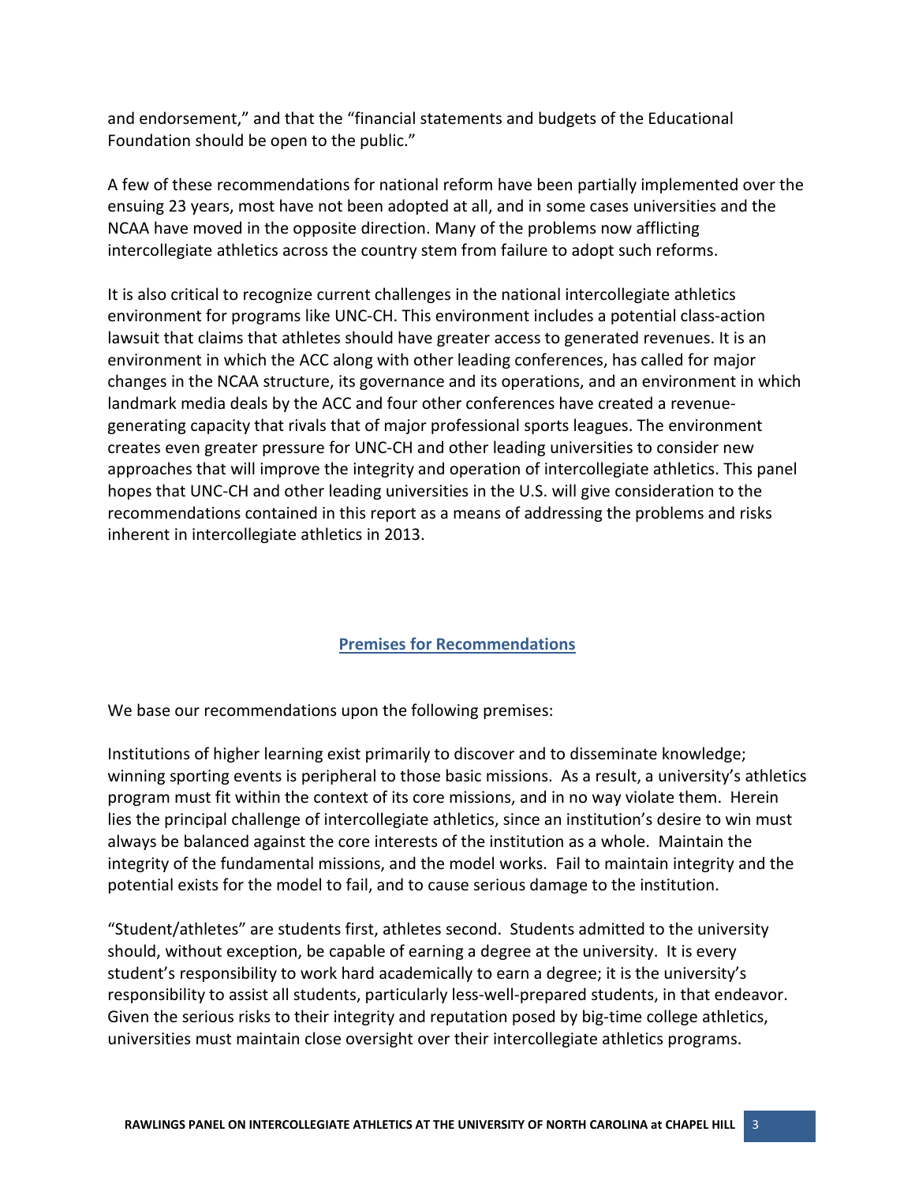and endorsement," and that the "financial statements and budgets of the Educational Foundation should be open to the public."

A few of these recommendations for national reform have been partially implemented over the ensuing 23 years, most have not been adopted at all, and in some cases universities and the NCAA have moved in the opposite direction. Many of the problems now afflicting intercollegiate athletics across the country stem from failure to adopt such reforms.

It is also critical to recognize current challenges in the national intercollegiate athletics environment for programs like UNC-CH. This environment includes a potential class-action lawsuit that claims that athletes should have greater access to generated revenues. It is an environment in which the ACC along with other leading conferences, has called for major changes in the NCAA structure, its governance and its operations, and an environment in which landmark media deals by the ACC and four other conferences have created a revenue-generating capacity that rivals that of major professional sports leagues. The environment creates even greater pressure for UNC-CH and other leading universities to consider new approaches that will improve the integrity and operation of intercollegiate athletics. This panel hopes that UNC-CH and other leading universities in the U.S. will give consideration to the recommendations contained in this report as a means of addressing the problems and risks inherent in intercollegiate athletics in 2013.

## Premises for Recommendations

We base our recommendations upon the following premises:

Institutions of higher learning exist primarily to discover and to disseminate knowledge; winning sporting events is peripheral to those basic missions. As a result, a university's athletics program must fit within the context of its core missions, and in no way violate them. Herein lies the principal challenge of intercollegiate athletics, since an institution's desire to win must always be balanced against the core interests of the institution as a whole. Maintain the integrity of the fundamental missions, and the model works. Fail to maintain integrity and the potential exists for the model to fail, and to cause serious damage to the institution.

"Student/athletes" are students first, athletes second. Students admitted to the university should, without exception, be capable of earning a degree at the university. It is every student's responsibility to work hard academically to earn a degree; it is the university's responsibility to assist all students, particularly less-well-prepared students, in that endeavor. Given the serious risks to their integrity and reputation posed by big-time college athletics, universities must maintain close oversight over their intercollegiate athletics programs.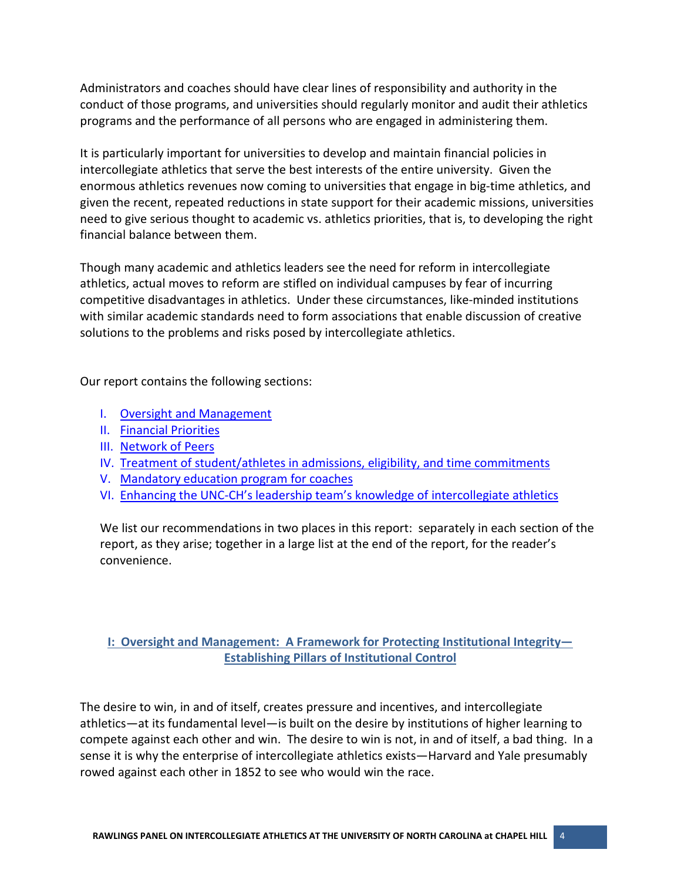Administrators and coaches should have clear lines of responsibility and authority in the conduct of those programs, and universities should regularly monitor and audit their athletics programs and the performance of all persons who are engaged in administering them.

It is particularly important for universities to develop and maintain financial policies in intercollegiate athletics that serve the best interests of the entire university. Given the enormous athletics revenues now coming to universities that engage in big-time athletics, and given the recent, repeated reductions in state support for their academic missions, universities need to give serious thought to academic vs. athletics priorities, that is, to developing the right financial balance between them.

Though many academic and athletics leaders see the need for reform in intercollegiate athletics, actual moves to reform are stifled on individual campuses by fear of incurring competitive disadvantages in athletics. Under these circumstances, like-minded institutions with similar academic standards need to form associations that enable discussion of creative solutions to the problems and risks posed by intercollegiate athletics.

Our report contains the following sections:

I. Oversight and Management
II. Financial Priorities
III. Network of Peers
IV. Treatment of student/athletes in admissions, eligibility, and time commitments
V. Mandatory education program for coaches
VI. Enhancing the UNC-CH's leadership team's knowledge of intercollegiate athletics

We list our recommendations in two places in this report: separately in each section of the report, as they arise; together in a large list at the end of the report, for the reader's convenience.

## I: Oversight and Management: A Framework for Protecting Institutional Integrity—Establishing Pillars of Institutional Control

The desire to win, in and of itself, creates pressure and incentives, and intercollegiate athletics—at its fundamental level—is built on the desire by institutions of higher learning to compete against each other and win. The desire to win is not, in and of itself, a bad thing. In a sense it is why the enterprise of intercollegiate athletics exists—Harvard and Yale presumably rowed against each other in 1852 to see who would win the race.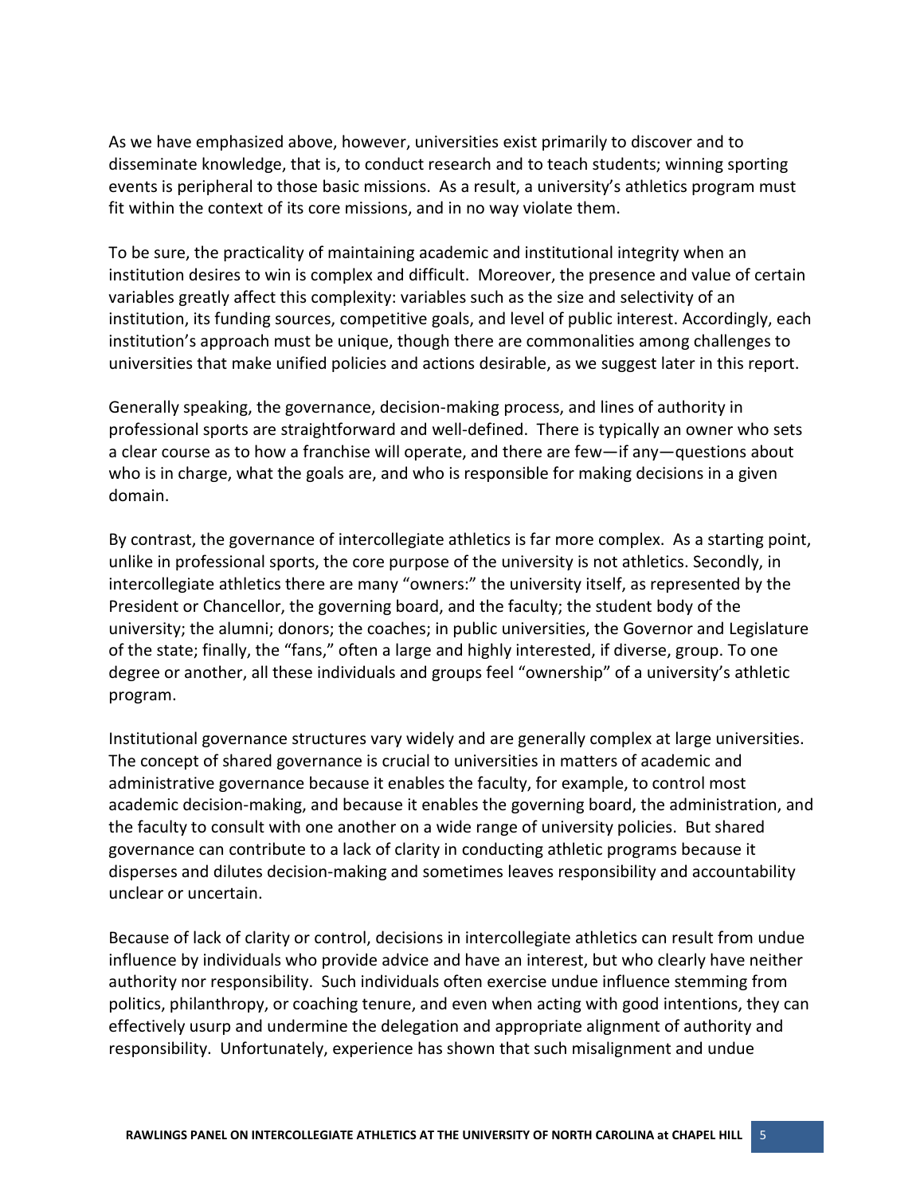As we have emphasized above, however, universities exist primarily to discover and to disseminate knowledge, that is, to conduct research and to teach students; winning sporting events is peripheral to those basic missions. As a result, a university's athletics program must fit within the context of its core missions, and in no way violate them.

To be sure, the practicality of maintaining academic and institutional integrity when an institution desires to win is complex and difficult. Moreover, the presence and value of certain variables greatly affect this complexity: variables such as the size and selectivity of an institution, its funding sources, competitive goals, and level of public interest. Accordingly, each institution's approach must be unique, though there are commonalities among challenges to universities that make unified policies and actions desirable, as we suggest later in this report.

Generally speaking, the governance, decision-making process, and lines of authority in professional sports are straightforward and well-defined. There is typically an owner who sets a clear course as to how a franchise will operate, and there are few—if any—questions about who is in charge, what the goals are, and who is responsible for making decisions in a given domain.

By contrast, the governance of intercollegiate athletics is far more complex. As a starting point, unlike in professional sports, the core purpose of the university is not athletics. Secondly, in intercollegiate athletics there are many "owners:" the university itself, as represented by the President or Chancellor, the governing board, and the faculty; the student body of the university; the alumni; donors; the coaches; in public universities, the Governor and Legislature of the state; finally, the "fans," often a large and highly interested, if diverse, group. To one degree or another, all these individuals and groups feel "ownership" of a university's athletic program.

Institutional governance structures vary widely and are generally complex at large universities. The concept of shared governance is crucial to universities in matters of academic and administrative governance because it enables the faculty, for example, to control most academic decision-making, and because it enables the governing board, the administration, and the faculty to consult with one another on a wide range of university policies. But shared governance can contribute to a lack of clarity in conducting athletic programs because it disperses and dilutes decision-making and sometimes leaves responsibility and accountability unclear or uncertain.

Because of lack of clarity or control, decisions in intercollegiate athletics can result from undue influence by individuals who provide advice and have an interest, but who clearly have neither authority nor responsibility. Such individuals often exercise undue influence stemming from politics, philanthropy, or coaching tenure, and even when acting with good intentions, they can effectively usurp and undermine the delegation and appropriate alignment of authority and responsibility. Unfortunately, experience has shown that such misalignment and undue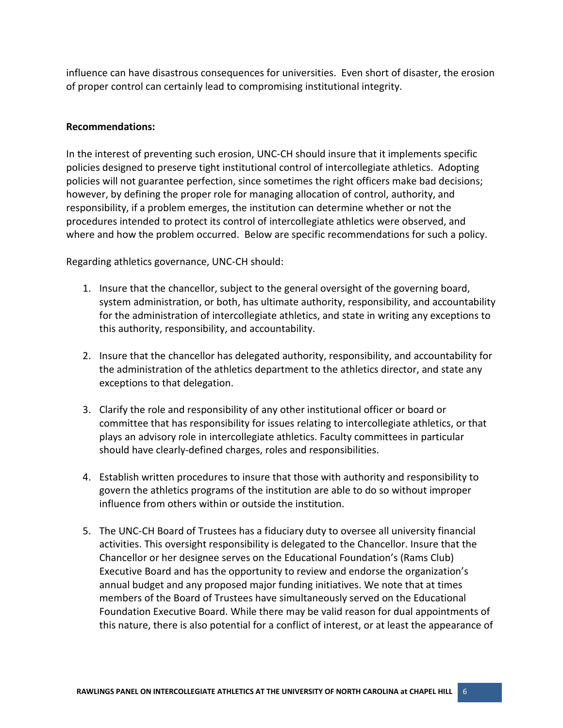influence can have disastrous consequences for universities. Even short of disaster, the erosion of proper control can certainly lead to compromising institutional integrity.

**Recommendations:**

In the interest of preventing such erosion, UNC-CH should insure that it implements specific policies designed to preserve tight institutional control of intercollegiate athletics. Adopting policies will not guarantee perfection, since sometimes the right officers make bad decisions; however, by defining the proper role for managing allocation of control, authority, and responsibility, if a problem emerges, the institution can determine whether or not the procedures intended to protect its control of intercollegiate athletics were observed, and where and how the problem occurred. Below are specific recommendations for such a policy.

Regarding athletics governance, UNC-CH should:

1. Insure that the chancellor, subject to the general oversight of the governing board, system administration, or both, has ultimate authority, responsibility, and accountability for the administration of intercollegiate athletics, and state in writing any exceptions to this authority, responsibility, and accountability.

2. Insure that the chancellor has delegated authority, responsibility, and accountability for the administration of the athletics department to the athletics director, and state any exceptions to that delegation.

3. Clarify the role and responsibility of any other institutional officer or board or committee that has responsibility for issues relating to intercollegiate athletics, or that plays an advisory role in intercollegiate athletics. Faculty committees in particular should have clearly-defined charges, roles and responsibilities.

4. Establish written procedures to insure that those with authority and responsibility to govern the athletics programs of the institution are able to do so without improper influence from others within or outside the institution.

5. The UNC-CH Board of Trustees has a fiduciary duty to oversee all university financial activities. This oversight responsibility is delegated to the Chancellor. Insure that the Chancellor or her designee serves on the Educational Foundation's (Rams Club) Executive Board and has the opportunity to review and endorse the organization's annual budget and any proposed major funding initiatives. We note that at times members of the Board of Trustees have simultaneously served on the Educational Foundation Executive Board. While there may be valid reason for dual appointments of this nature, there is also potential for a conflict of interest, or at least the appearance of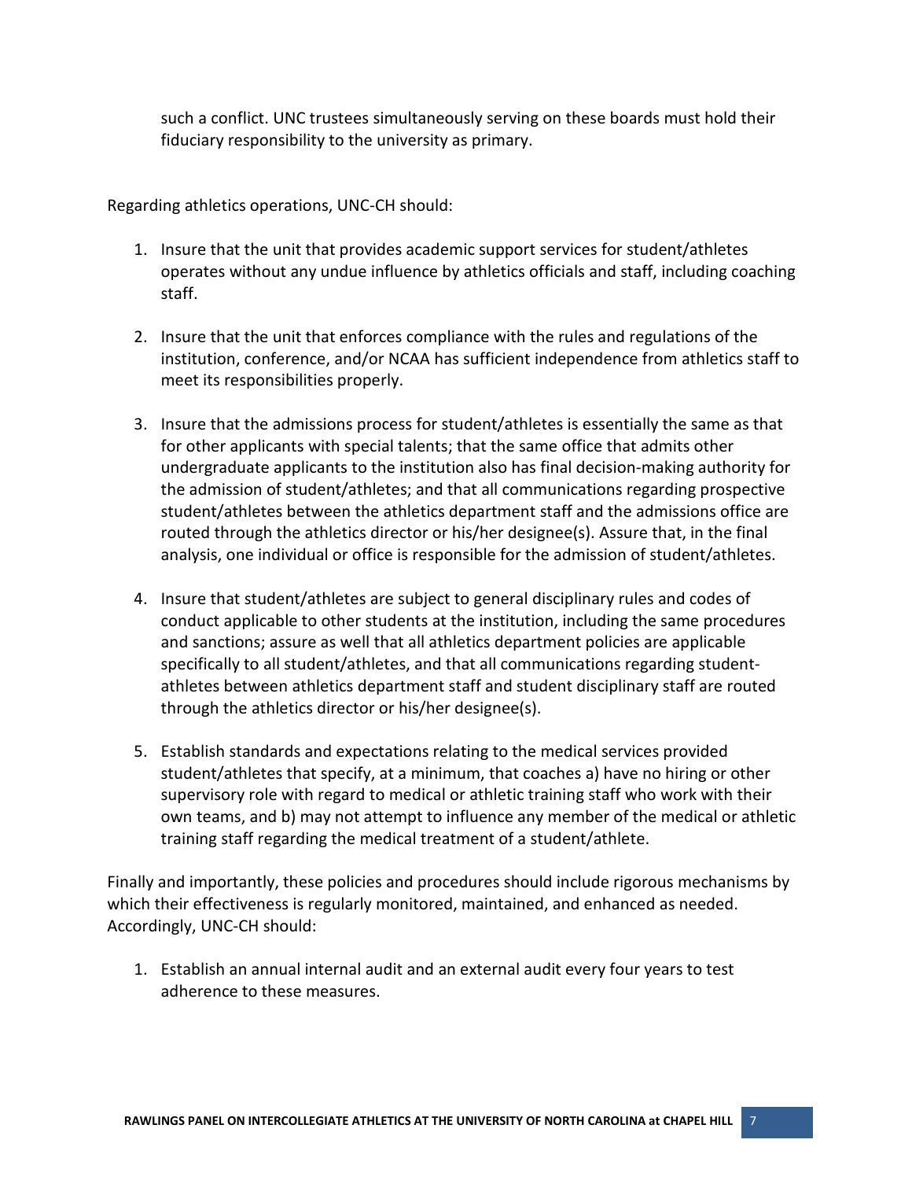such a conflict. UNC trustees simultaneously serving on these boards must hold their fiduciary responsibility to the university as primary.

Regarding athletics operations, UNC-CH should:

1. Insure that the unit that provides academic support services for student/athletes operates without any undue influence by athletics officials and staff, including coaching staff.

2. Insure that the unit that enforces compliance with the rules and regulations of the institution, conference, and/or NCAA has sufficient independence from athletics staff to meet its responsibilities properly.

3. Insure that the admissions process for student/athletes is essentially the same as that for other applicants with special talents; that the same office that admits other undergraduate applicants to the institution also has final decision-making authority for the admission of student/athletes; and that all communications regarding prospective student/athletes between the athletics department staff and the admissions office are routed through the athletics director or his/her designee(s). Assure that, in the final analysis, one individual or office is responsible for the admission of student/athletes.

4. Insure that student/athletes are subject to general disciplinary rules and codes of conduct applicable to other students at the institution, including the same procedures and sanctions; assure as well that all athletics department policies are applicable specifically to all student/athletes, and that all communications regarding student-athletes between athletics department staff and student disciplinary staff are routed through the athletics director or his/her designee(s).

5. Establish standards and expectations relating to the medical services provided student/athletes that specify, at a minimum, that coaches a) have no hiring or other supervisory role with regard to medical or athletic training staff who work with their own teams, and b) may not attempt to influence any member of the medical or athletic training staff regarding the medical treatment of a student/athlete.

Finally and importantly, these policies and procedures should include rigorous mechanisms by which their effectiveness is regularly monitored, maintained, and enhanced as needed. Accordingly, UNC-CH should:

1. Establish an annual internal audit and an external audit every four years to test adherence to these measures.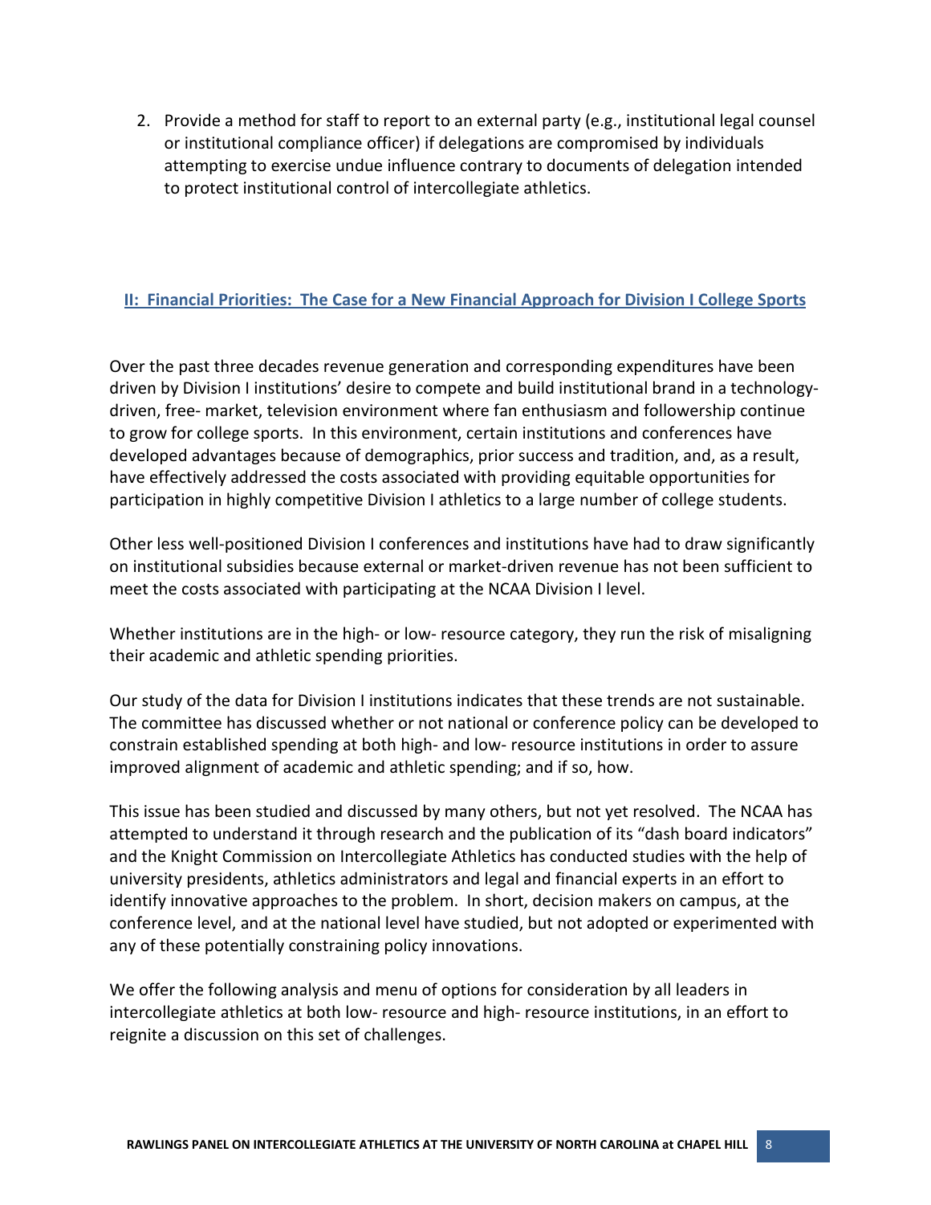2. Provide a method for staff to report to an external party (e.g., institutional legal counsel or institutional compliance officer) if delegations are compromised by individuals attempting to exercise undue influence contrary to documents of delegation intended to protect institutional control of intercollegiate athletics.

## II: Financial Priorities: The Case for a New Financial Approach for Division I College Sports

Over the past three decades revenue generation and corresponding expenditures have been driven by Division I institutions' desire to compete and build institutional brand in a technology-driven, free- market, television environment where fan enthusiasm and followership continue to grow for college sports. In this environment, certain institutions and conferences have developed advantages because of demographics, prior success and tradition, and, as a result, have effectively addressed the costs associated with providing equitable opportunities for participation in highly competitive Division I athletics to a large number of college students.

Other less well-positioned Division I conferences and institutions have had to draw significantly on institutional subsidies because external or market-driven revenue has not been sufficient to meet the costs associated with participating at the NCAA Division I level.

Whether institutions are in the high- or low- resource category, they run the risk of misaligning their academic and athletic spending priorities.

Our study of the data for Division I institutions indicates that these trends are not sustainable. The committee has discussed whether or not national or conference policy can be developed to constrain established spending at both high- and low- resource institutions in order to assure improved alignment of academic and athletic spending; and if so, how.

This issue has been studied and discussed by many others, but not yet resolved. The NCAA has attempted to understand it through research and the publication of its "dash board indicators" and the Knight Commission on Intercollegiate Athletics has conducted studies with the help of university presidents, athletics administrators and legal and financial experts in an effort to identify innovative approaches to the problem. In short, decision makers on campus, at the conference level, and at the national level have studied, but not adopted or experimented with any of these potentially constraining policy innovations.

We offer the following analysis and menu of options for consideration by all leaders in intercollegiate athletics at both low- resource and high- resource institutions, in an effort to reignite a discussion on this set of challenges.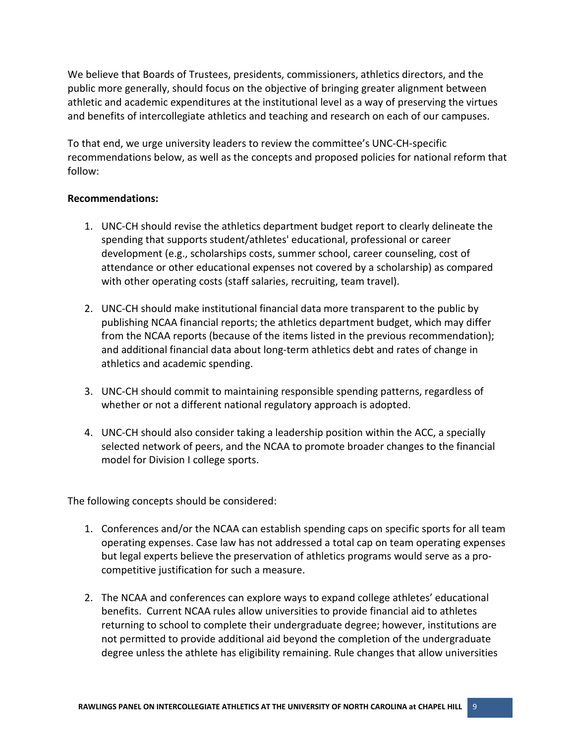We believe that Boards of Trustees, presidents, commissioners, athletics directors, and the public more generally, should focus on the objective of bringing greater alignment between athletic and academic expenditures at the institutional level as a way of preserving the virtues and benefits of intercollegiate athletics and teaching and research on each of our campuses.

To that end, we urge university leaders to review the committee's UNC-CH-specific recommendations below, as well as the concepts and proposed policies for national reform that follow:

**Recommendations:**

1. UNC-CH should revise the athletics department budget report to clearly delineate the spending that supports student/athletes' educational, professional or career development (e.g., scholarships costs, summer school, career counseling, cost of attendance or other educational expenses not covered by a scholarship) as compared with other operating costs (staff salaries, recruiting, team travel).

2. UNC-CH should make institutional financial data more transparent to the public by publishing NCAA financial reports; the athletics department budget, which may differ from the NCAA reports (because of the items listed in the previous recommendation); and additional financial data about long-term athletics debt and rates of change in athletics and academic spending.

3. UNC-CH should commit to maintaining responsible spending patterns, regardless of whether or not a different national regulatory approach is adopted.

4. UNC-CH should also consider taking a leadership position within the ACC, a specially selected network of peers, and the NCAA to promote broader changes to the financial model for Division I college sports.

The following concepts should be considered:

1. Conferences and/or the NCAA can establish spending caps on specific sports for all team operating expenses. Case law has not addressed a total cap on team operating expenses but legal experts believe the preservation of athletics programs would serve as a pro-competitive justification for such a measure.

2. The NCAA and conferences can explore ways to expand college athletes' educational benefits. Current NCAA rules allow universities to provide financial aid to athletes returning to school to complete their undergraduate degree; however, institutions are not permitted to provide additional aid beyond the completion of the undergraduate degree unless the athlete has eligibility remaining. Rule changes that allow universities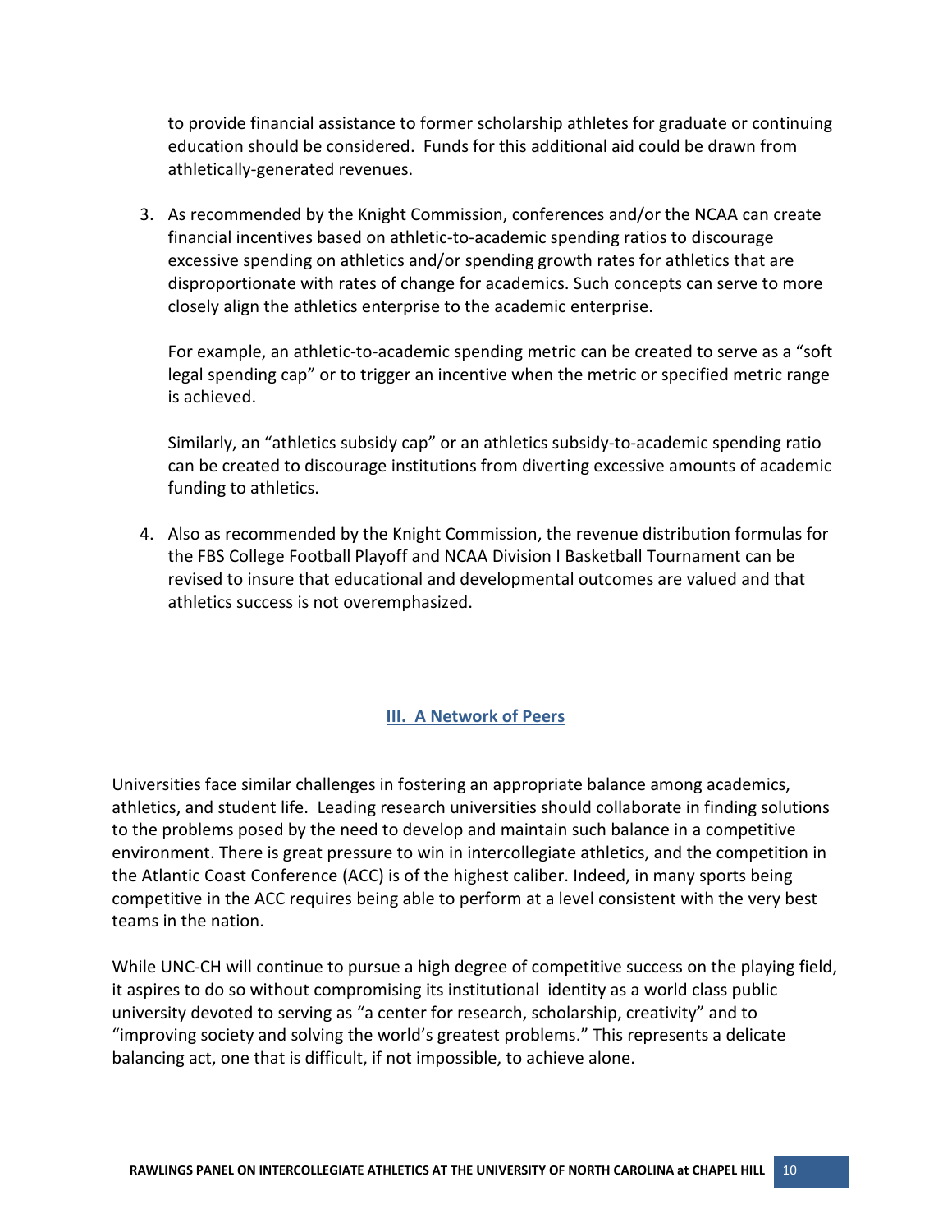to provide financial assistance to former scholarship athletes for graduate or continuing education should be considered. Funds for this additional aid could be drawn from athletically-generated revenues.

3. As recommended by the Knight Commission, conferences and/or the NCAA can create financial incentives based on athletic-to-academic spending ratios to discourage excessive spending on athletics and/or spending growth rates for athletics that are disproportionate with rates of change for academics. Such concepts can serve to more closely align the athletics enterprise to the academic enterprise.

   For example, an athletic-to-academic spending metric can be created to serve as a "soft legal spending cap" or to trigger an incentive when the metric or specified metric range is achieved.

   Similarly, an "athletics subsidy cap" or an athletics subsidy-to-academic spending ratio can be created to discourage institutions from diverting excessive amounts of academic funding to athletics.

4. Also as recommended by the Knight Commission, the revenue distribution formulas for the FBS College Football Playoff and NCAA Division I Basketball Tournament can be revised to insure that educational and developmental outcomes are valued and that athletics success is not overemphasized.

## III. A Network of Peers

Universities face similar challenges in fostering an appropriate balance among academics, athletics, and student life. Leading research universities should collaborate in finding solutions to the problems posed by the need to develop and maintain such balance in a competitive environment. There is great pressure to win in intercollegiate athletics, and the competition in the Atlantic Coast Conference (ACC) is of the highest caliber. Indeed, in many sports being competitive in the ACC requires being able to perform at a level consistent with the very best teams in the nation.

While UNC-CH will continue to pursue a high degree of competitive success on the playing field, it aspires to do so without compromising its institutional identity as a world class public university devoted to serving as "a center for research, scholarship, creativity" and to "improving society and solving the world's greatest problems." This represents a delicate balancing act, one that is difficult, if not impossible, to achieve alone.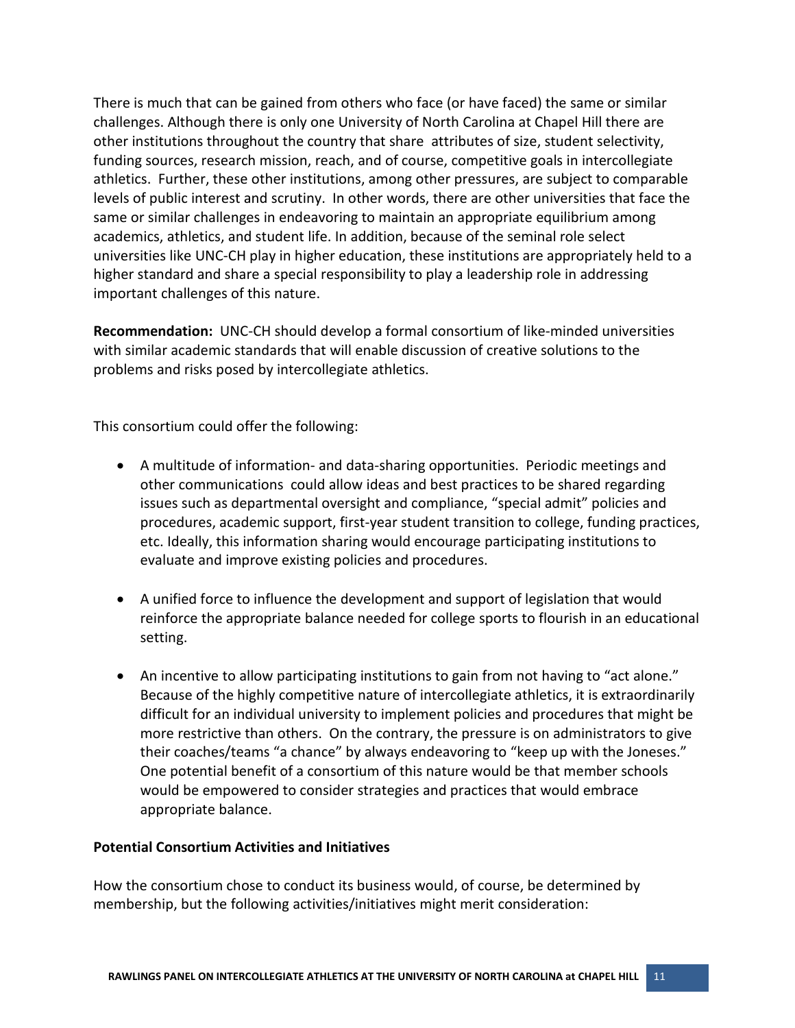There is much that can be gained from others who face (or have faced) the same or similar challenges. Although there is only one University of North Carolina at Chapel Hill there are other institutions throughout the country that share attributes of size, student selectivity, funding sources, research mission, reach, and of course, competitive goals in intercollegiate athletics. Further, these other institutions, among other pressures, are subject to comparable levels of public interest and scrutiny. In other words, there are other universities that face the same or similar challenges in endeavoring to maintain an appropriate equilibrium among academics, athletics, and student life. In addition, because of the seminal role select universities like UNC-CH play in higher education, these institutions are appropriately held to a higher standard and share a special responsibility to play a leadership role in addressing important challenges of this nature.

**Recommendation:** UNC-CH should develop a formal consortium of like-minded universities with similar academic standards that will enable discussion of creative solutions to the problems and risks posed by intercollegiate athletics.

This consortium could offer the following:

- A multitude of information- and data-sharing opportunities. Periodic meetings and other communications could allow ideas and best practices to be shared regarding issues such as departmental oversight and compliance, "special admit" policies and procedures, academic support, first-year student transition to college, funding practices, etc. Ideally, this information sharing would encourage participating institutions to evaluate and improve existing policies and procedures.

- A unified force to influence the development and support of legislation that would reinforce the appropriate balance needed for college sports to flourish in an educational setting.

- An incentive to allow participating institutions to gain from not having to "act alone." Because of the highly competitive nature of intercollegiate athletics, it is extraordinarily difficult for an individual university to implement policies and procedures that might be more restrictive than others. On the contrary, the pressure is on administrators to give their coaches/teams "a chance" by always endeavoring to "keep up with the Joneses." One potential benefit of a consortium of this nature would be that member schools would be empowered to consider strategies and practices that would embrace appropriate balance.

**Potential Consortium Activities and Initiatives**

How the consortium chose to conduct its business would, of course, be determined by membership, but the following activities/initiatives might merit consideration: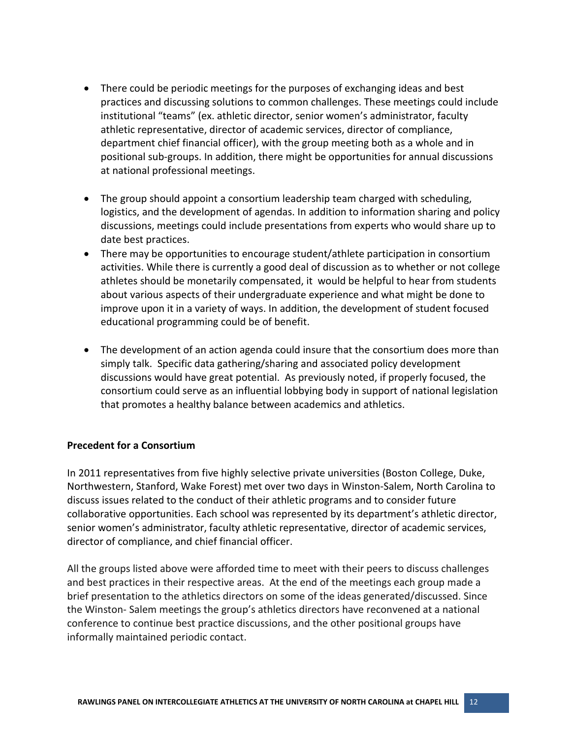- There could be periodic meetings for the purposes of exchanging ideas and best practices and discussing solutions to common challenges. These meetings could include institutional "teams" (ex. athletic director, senior women's administrator, faculty athletic representative, director of academic services, director of compliance, department chief financial officer), with the group meeting both as a whole and in positional sub-groups. In addition, there might be opportunities for annual discussions at national professional meetings.

- The group should appoint a consortium leadership team charged with scheduling, logistics, and the development of agendas. In addition to information sharing and policy discussions, meetings could include presentations from experts who would share up to date best practices.
- There may be opportunities to encourage student/athlete participation in consortium activities. While there is currently a good deal of discussion as to whether or not college athletes should be monetarily compensated, it would be helpful to hear from students about various aspects of their undergraduate experience and what might be done to improve upon it in a variety of ways. In addition, the development of student focused educational programming could be of benefit.

- The development of an action agenda could insure that the consortium does more than simply talk. Specific data gathering/sharing and associated policy development discussions would have great potential. As previously noted, if properly focused, the consortium could serve as an influential lobbying body in support of national legislation that promotes a healthy balance between academics and athletics.

**Precedent for a Consortium**

In 2011 representatives from five highly selective private universities (Boston College, Duke, Northwestern, Stanford, Wake Forest) met over two days in Winston-Salem, North Carolina to discuss issues related to the conduct of their athletic programs and to consider future collaborative opportunities. Each school was represented by its department's athletic director, senior women's administrator, faculty athletic representative, director of academic services, director of compliance, and chief financial officer.

All the groups listed above were afforded time to meet with their peers to discuss challenges and best practices in their respective areas. At the end of the meetings each group made a brief presentation to the athletics directors on some of the ideas generated/discussed. Since the Winston- Salem meetings the group's athletics directors have reconvened at a national conference to continue best practice discussions, and the other positional groups have informally maintained periodic contact.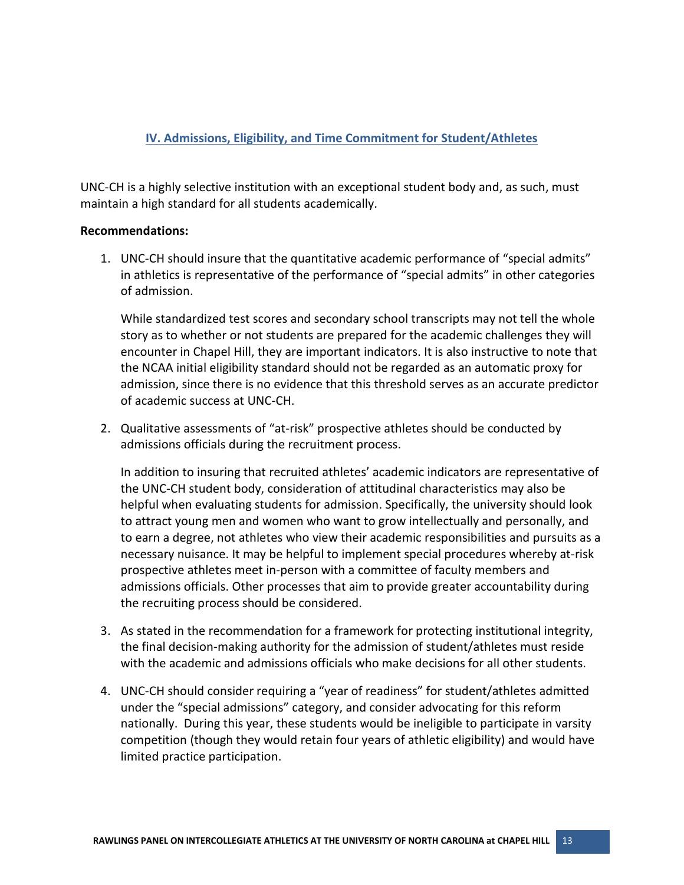## IV. Admissions, Eligibility, and Time Commitment for Student/Athletes

UNC-CH is a highly selective institution with an exceptional student body and, as such, must maintain a high standard for all students academically.

**Recommendations:**

1. UNC-CH should insure that the quantitative academic performance of "special admits" in athletics is representative of the performance of "special admits" in other categories of admission.

   While standardized test scores and secondary school transcripts may not tell the whole story as to whether or not students are prepared for the academic challenges they will encounter in Chapel Hill, they are important indicators. It is also instructive to note that the NCAA initial eligibility standard should not be regarded as an automatic proxy for admission, since there is no evidence that this threshold serves as an accurate predictor of academic success at UNC-CH.

2. Qualitative assessments of "at-risk" prospective athletes should be conducted by admissions officials during the recruitment process.

   In addition to insuring that recruited athletes' academic indicators are representative of the UNC-CH student body, consideration of attitudinal characteristics may also be helpful when evaluating students for admission. Specifically, the university should look to attract young men and women who want to grow intellectually and personally, and to earn a degree, not athletes who view their academic responsibilities and pursuits as a necessary nuisance. It may be helpful to implement special procedures whereby at-risk prospective athletes meet in-person with a committee of faculty members and admissions officials. Other processes that aim to provide greater accountability during the recruiting process should be considered.

3. As stated in the recommendation for a framework for protecting institutional integrity, the final decision-making authority for the admission of student/athletes must reside with the academic and admissions officials who make decisions for all other students.

4. UNC-CH should consider requiring a "year of readiness" for student/athletes admitted under the "special admissions" category, and consider advocating for this reform nationally. During this year, these students would be ineligible to participate in varsity competition (though they would retain four years of athletic eligibility) and would have limited practice participation.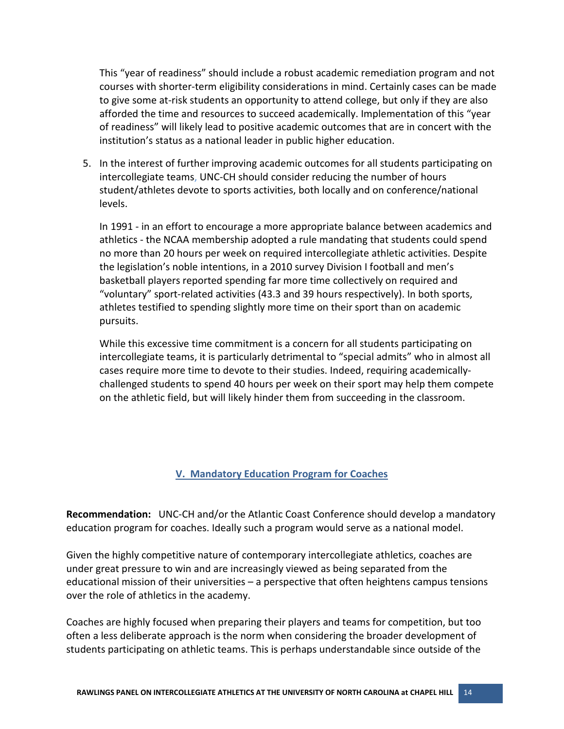This "year of readiness" should include a robust academic remediation program and not courses with shorter-term eligibility considerations in mind. Certainly cases can be made to give some at-risk students an opportunity to attend college, but only if they are also afforded the time and resources to succeed academically. Implementation of this "year of readiness" will likely lead to positive academic outcomes that are in concert with the institution's status as a national leader in public higher education.

5. In the interest of further improving academic outcomes for all students participating on intercollegiate teams, UNC-CH should consider reducing the number of hours student/athletes devote to sports activities, both locally and on conference/national levels.

   In 1991 - in an effort to encourage a more appropriate balance between academics and athletics - the NCAA membership adopted a rule mandating that students could spend no more than 20 hours per week on required intercollegiate athletic activities. Despite the legislation's noble intentions, in a 2010 survey Division I football and men's basketball players reported spending far more time collectively on required and "voluntary" sport-related activities (43.3 and 39 hours respectively). In both sports, athletes testified to spending slightly more time on their sport than on academic pursuits.

   While this excessive time commitment is a concern for all students participating on intercollegiate teams, it is particularly detrimental to "special admits" who in almost all cases require more time to devote to their studies. Indeed, requiring academically-challenged students to spend 40 hours per week on their sport may help them compete on the athletic field, but will likely hinder them from succeeding in the classroom.

## V. Mandatory Education Program for Coaches

**Recommendation:** UNC-CH and/or the Atlantic Coast Conference should develop a mandatory education program for coaches. Ideally such a program would serve as a national model.

Given the highly competitive nature of contemporary intercollegiate athletics, coaches are under great pressure to win and are increasingly viewed as being separated from the educational mission of their universities – a perspective that often heightens campus tensions over the role of athletics in the academy.

Coaches are highly focused when preparing their players and teams for competition, but too often a less deliberate approach is the norm when considering the broader development of students participating on athletic teams. This is perhaps understandable since outside of the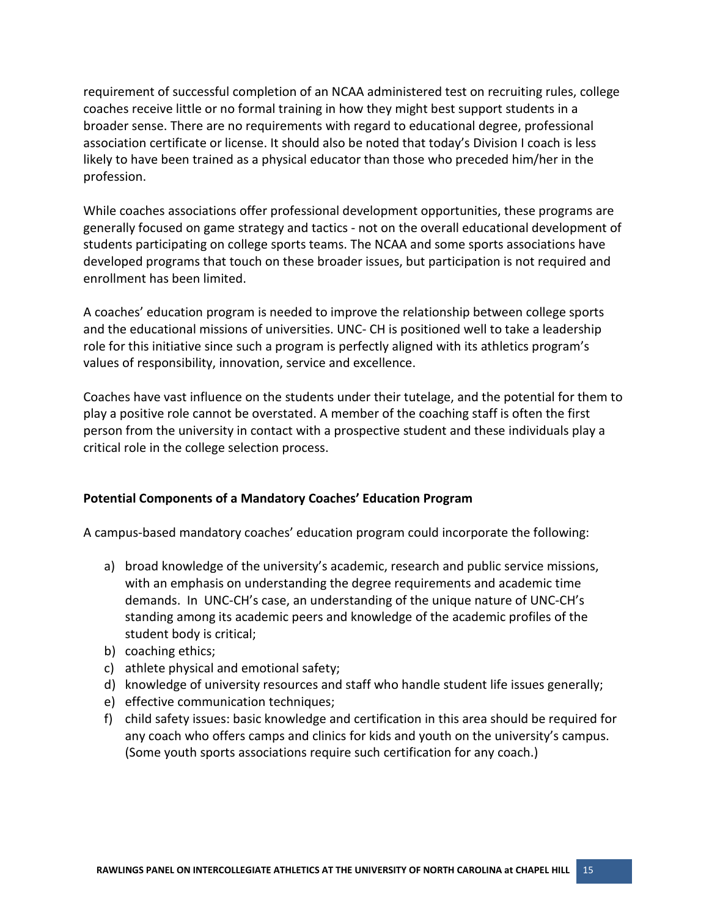requirement of successful completion of an NCAA administered test on recruiting rules, college coaches receive little or no formal training in how they might best support students in a broader sense. There are no requirements with regard to educational degree, professional association certificate or license. It should also be noted that today's Division I coach is less likely to have been trained as a physical educator than those who preceded him/her in the profession.

While coaches associations offer professional development opportunities, these programs are generally focused on game strategy and tactics - not on the overall educational development of students participating on college sports teams. The NCAA and some sports associations have developed programs that touch on these broader issues, but participation is not required and enrollment has been limited.

A coaches' education program is needed to improve the relationship between college sports and the educational missions of universities. UNC- CH is positioned well to take a leadership role for this initiative since such a program is perfectly aligned with its athletics program's values of responsibility, innovation, service and excellence.

Coaches have vast influence on the students under their tutelage, and the potential for them to play a positive role cannot be overstated. A member of the coaching staff is often the first person from the university in contact with a prospective student and these individuals play a critical role in the college selection process.

**Potential Components of a Mandatory Coaches' Education Program**

A campus-based mandatory coaches' education program could incorporate the following:

a) broad knowledge of the university's academic, research and public service missions, with an emphasis on understanding the degree requirements and academic time demands. In UNC-CH's case, an understanding of the unique nature of UNC-CH's standing among its academic peers and knowledge of the academic profiles of the student body is critical;
b) coaching ethics;
c) athlete physical and emotional safety;
d) knowledge of university resources and staff who handle student life issues generally;
e) effective communication techniques;
f) child safety issues: basic knowledge and certification in this area should be required for any coach who offers camps and clinics for kids and youth on the university's campus. (Some youth sports associations require such certification for any coach.)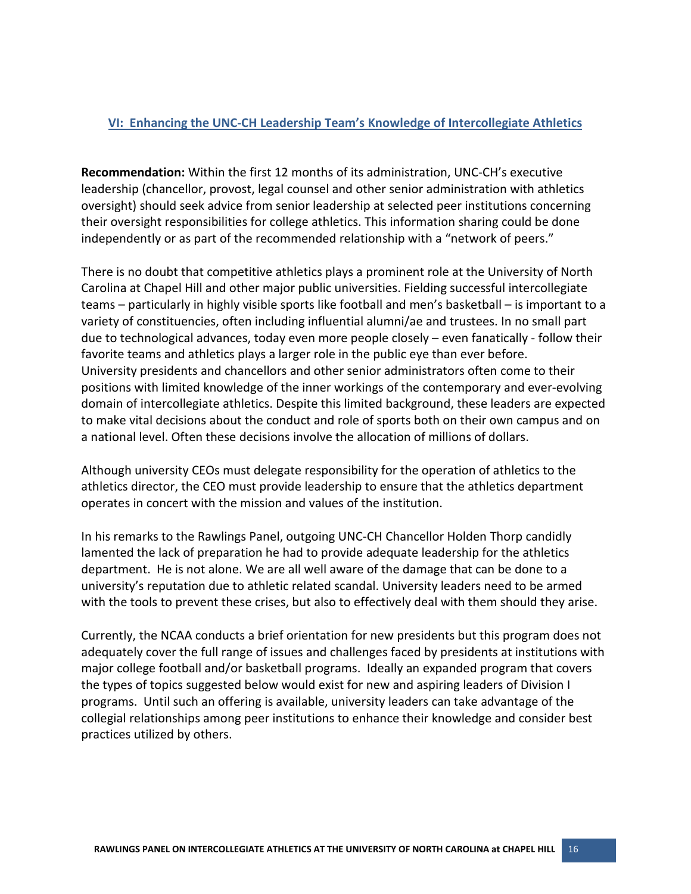## VI: Enhancing the UNC-CH Leadership Team's Knowledge of Intercollegiate Athletics

**Recommendation:** Within the first 12 months of its administration, UNC-CH's executive leadership (chancellor, provost, legal counsel and other senior administration with athletics oversight) should seek advice from senior leadership at selected peer institutions concerning their oversight responsibilities for college athletics. This information sharing could be done independently or as part of the recommended relationship with a "network of peers."

There is no doubt that competitive athletics plays a prominent role at the University of North Carolina at Chapel Hill and other major public universities. Fielding successful intercollegiate teams – particularly in highly visible sports like football and men's basketball – is important to a variety of constituencies, often including influential alumni/ae and trustees. In no small part due to technological advances, today even more people closely – even fanatically - follow their favorite teams and athletics plays a larger role in the public eye than ever before. University presidents and chancellors and other senior administrators often come to their positions with limited knowledge of the inner workings of the contemporary and ever-evolving domain of intercollegiate athletics. Despite this limited background, these leaders are expected to make vital decisions about the conduct and role of sports both on their own campus and on a national level. Often these decisions involve the allocation of millions of dollars.

Although university CEOs must delegate responsibility for the operation of athletics to the athletics director, the CEO must provide leadership to ensure that the athletics department operates in concert with the mission and values of the institution.

In his remarks to the Rawlings Panel, outgoing UNC-CH Chancellor Holden Thorp candidly lamented the lack of preparation he had to provide adequate leadership for the athletics department. He is not alone. We are all well aware of the damage that can be done to a university's reputation due to athletic related scandal. University leaders need to be armed with the tools to prevent these crises, but also to effectively deal with them should they arise.

Currently, the NCAA conducts a brief orientation for new presidents but this program does not adequately cover the full range of issues and challenges faced by presidents at institutions with major college football and/or basketball programs. Ideally an expanded program that covers the types of topics suggested below would exist for new and aspiring leaders of Division I programs. Until such an offering is available, university leaders can take advantage of the collegial relationships among peer institutions to enhance their knowledge and consider best practices utilized by others.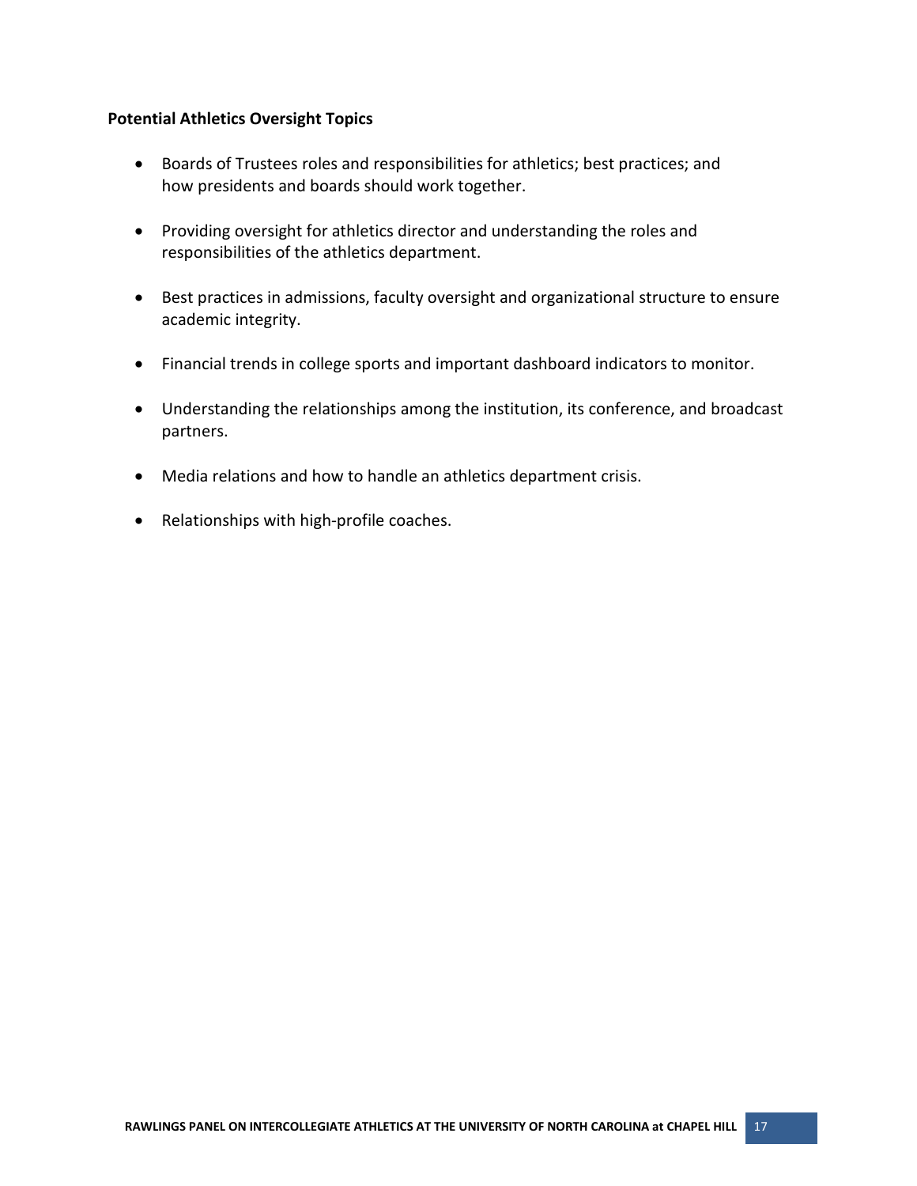**Potential Athletics Oversight Topics**

- Boards of Trustees roles and responsibilities for athletics; best practices; and how presidents and boards should work together.
- Providing oversight for athletics director and understanding the roles and responsibilities of the athletics department.
- Best practices in admissions, faculty oversight and organizational structure to ensure academic integrity.
- Financial trends in college sports and important dashboard indicators to monitor.
- Understanding the relationships among the institution, its conference, and broadcast partners.
- Media relations and how to handle an athletics department crisis.
- Relationships with high-profile coaches.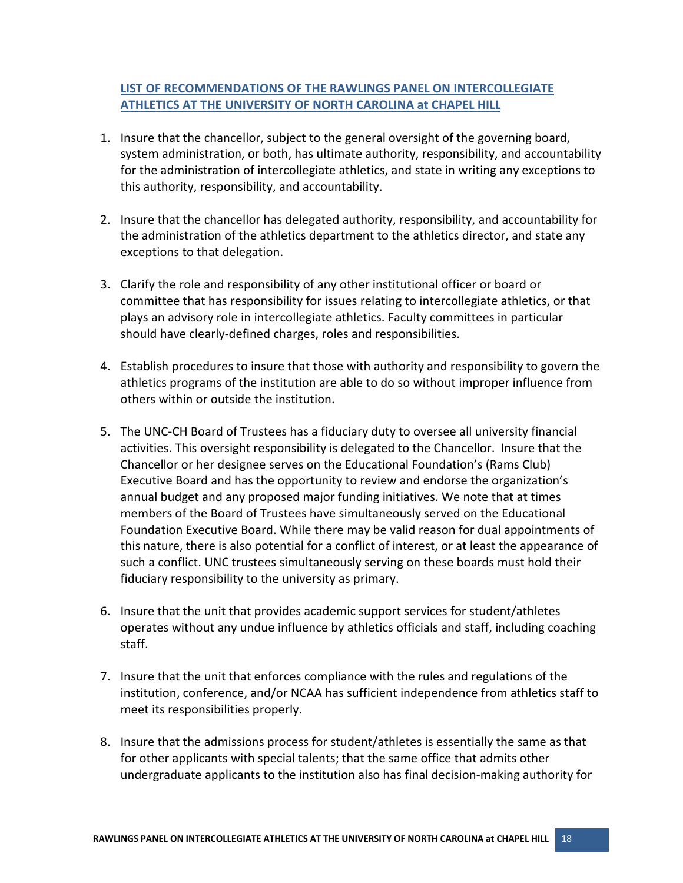## LIST OF RECOMMENDATIONS OF THE RAWLINGS PANEL ON INTERCOLLEGIATE ATHLETICS AT THE UNIVERSITY OF NORTH CAROLINA at CHAPEL HILL

1. Insure that the chancellor, subject to the general oversight of the governing board, system administration, or both, has ultimate authority, responsibility, and accountability for the administration of intercollegiate athletics, and state in writing any exceptions to this authority, responsibility, and accountability.

2. Insure that the chancellor has delegated authority, responsibility, and accountability for the administration of the athletics department to the athletics director, and state any exceptions to that delegation.

3. Clarify the role and responsibility of any other institutional officer or board or committee that has responsibility for issues relating to intercollegiate athletics, or that plays an advisory role in intercollegiate athletics. Faculty committees in particular should have clearly-defined charges, roles and responsibilities.

4. Establish procedures to insure that those with authority and responsibility to govern the athletics programs of the institution are able to do so without improper influence from others within or outside the institution.

5. The UNC-CH Board of Trustees has a fiduciary duty to oversee all university financial activities. This oversight responsibility is delegated to the Chancellor. Insure that the Chancellor or her designee serves on the Educational Foundation's (Rams Club) Executive Board and has the opportunity to review and endorse the organization's annual budget and any proposed major funding initiatives. We note that at times members of the Board of Trustees have simultaneously served on the Educational Foundation Executive Board. While there may be valid reason for dual appointments of this nature, there is also potential for a conflict of interest, or at least the appearance of such a conflict. UNC trustees simultaneously serving on these boards must hold their fiduciary responsibility to the university as primary.

6. Insure that the unit that provides academic support services for student/athletes operates without any undue influence by athletics officials and staff, including coaching staff.

7. Insure that the unit that enforces compliance with the rules and regulations of the institution, conference, and/or NCAA has sufficient independence from athletics staff to meet its responsibilities properly.

8. Insure that the admissions process for student/athletes is essentially the same as that for other applicants with special talents; that the same office that admits other undergraduate applicants to the institution also has final decision-making authority for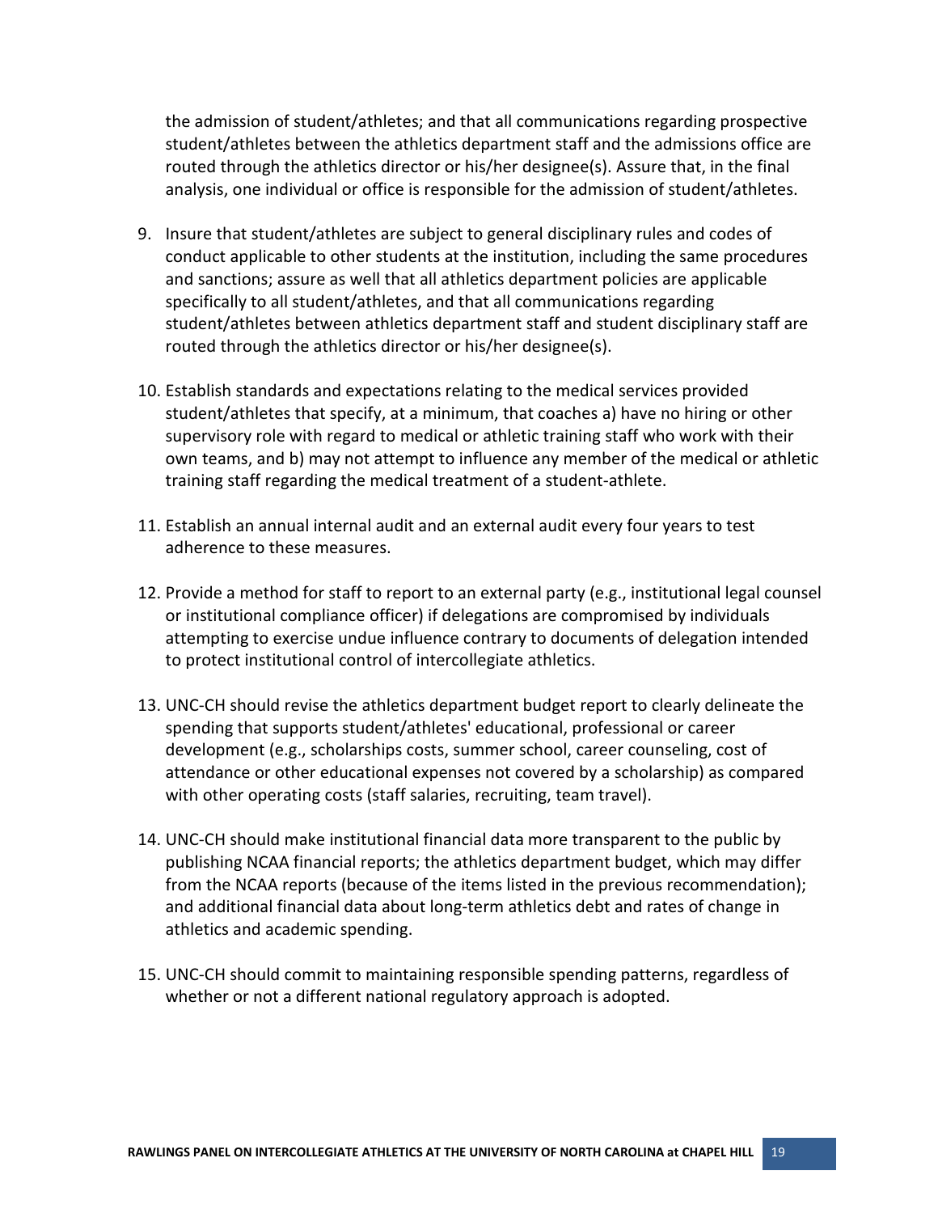the admission of student/athletes; and that all communications regarding prospective student/athletes between the athletics department staff and the admissions office are routed through the athletics director or his/her designee(s). Assure that, in the final analysis, one individual or office is responsible for the admission of student/athletes.

9. Insure that student/athletes are subject to general disciplinary rules and codes of conduct applicable to other students at the institution, including the same procedures and sanctions; assure as well that all athletics department policies are applicable specifically to all student/athletes, and that all communications regarding student/athletes between athletics department staff and student disciplinary staff are routed through the athletics director or his/her designee(s).

10. Establish standards and expectations relating to the medical services provided student/athletes that specify, at a minimum, that coaches a) have no hiring or other supervisory role with regard to medical or athletic training staff who work with their own teams, and b) may not attempt to influence any member of the medical or athletic training staff regarding the medical treatment of a student-athlete.

11. Establish an annual internal audit and an external audit every four years to test adherence to these measures.

12. Provide a method for staff to report to an external party (e.g., institutional legal counsel or institutional compliance officer) if delegations are compromised by individuals attempting to exercise undue influence contrary to documents of delegation intended to protect institutional control of intercollegiate athletics.

13. UNC-CH should revise the athletics department budget report to clearly delineate the spending that supports student/athletes' educational, professional or career development (e.g., scholarships costs, summer school, career counseling, cost of attendance or other educational expenses not covered by a scholarship) as compared with other operating costs (staff salaries, recruiting, team travel).

14. UNC-CH should make institutional financial data more transparent to the public by publishing NCAA financial reports; the athletics department budget, which may differ from the NCAA reports (because of the items listed in the previous recommendation); and additional financial data about long-term athletics debt and rates of change in athletics and academic spending.

15. UNC-CH should commit to maintaining responsible spending patterns, regardless of whether or not a different national regulatory approach is adopted.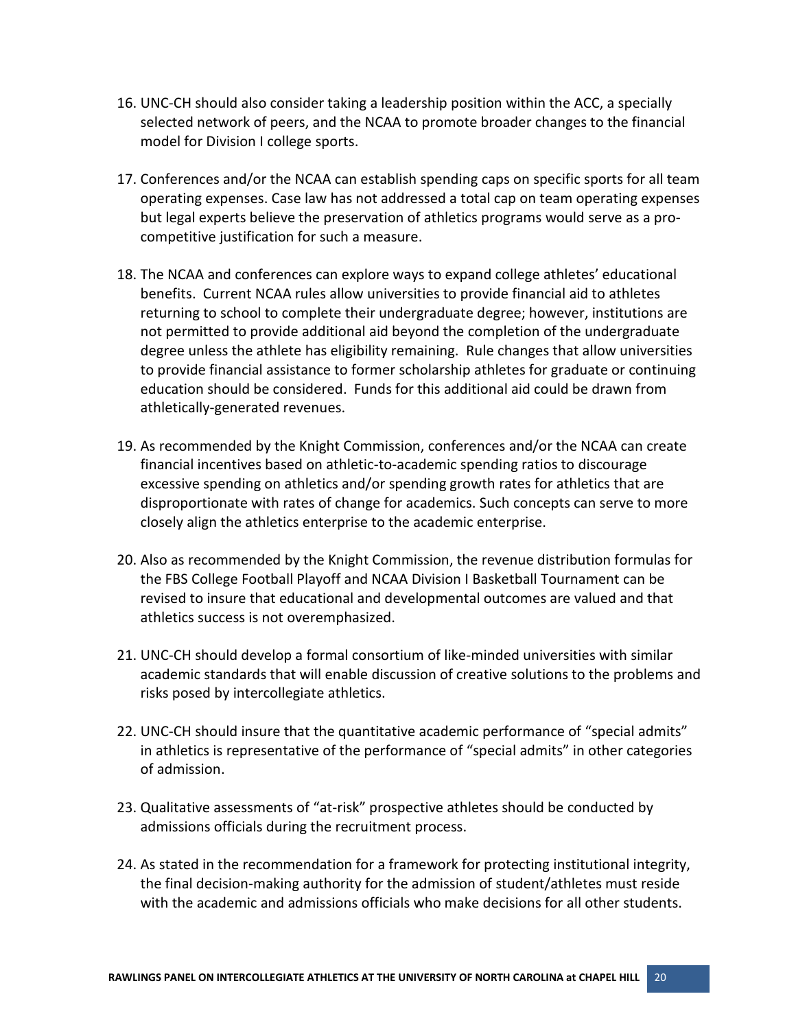16. UNC-CH should also consider taking a leadership position within the ACC, a specially selected network of peers, and the NCAA to promote broader changes to the financial model for Division I college sports.

17. Conferences and/or the NCAA can establish spending caps on specific sports for all team operating expenses. Case law has not addressed a total cap on team operating expenses but legal experts believe the preservation of athletics programs would serve as a pro-competitive justification for such a measure.

18. The NCAA and conferences can explore ways to expand college athletes' educational benefits. Current NCAA rules allow universities to provide financial aid to athletes returning to school to complete their undergraduate degree; however, institutions are not permitted to provide additional aid beyond the completion of the undergraduate degree unless the athlete has eligibility remaining. Rule changes that allow universities to provide financial assistance to former scholarship athletes for graduate or continuing education should be considered. Funds for this additional aid could be drawn from athletically-generated revenues.

19. As recommended by the Knight Commission, conferences and/or the NCAA can create financial incentives based on athletic-to-academic spending ratios to discourage excessive spending on athletics and/or spending growth rates for athletics that are disproportionate with rates of change for academics. Such concepts can serve to more closely align the athletics enterprise to the academic enterprise.

20. Also as recommended by the Knight Commission, the revenue distribution formulas for the FBS College Football Playoff and NCAA Division I Basketball Tournament can be revised to insure that educational and developmental outcomes are valued and that athletics success is not overemphasized.

21. UNC-CH should develop a formal consortium of like-minded universities with similar academic standards that will enable discussion of creative solutions to the problems and risks posed by intercollegiate athletics.

22. UNC-CH should insure that the quantitative academic performance of "special admits" in athletics is representative of the performance of "special admits" in other categories of admission.

23. Qualitative assessments of "at-risk" prospective athletes should be conducted by admissions officials during the recruitment process.

24. As stated in the recommendation for a framework for protecting institutional integrity, the final decision-making authority for the admission of student/athletes must reside with the academic and admissions officials who make decisions for all other students.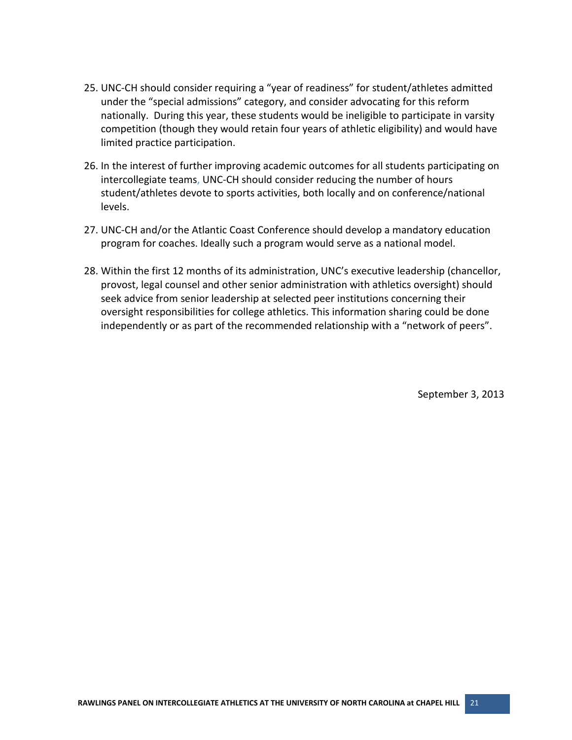25. UNC-CH should consider requiring a “year of readiness” for student/athletes admitted under the “special admissions” category, and consider advocating for this reform nationally. During this year, these students would be ineligible to participate in varsity competition (though they would retain four years of athletic eligibility) and would have limited practice participation.

26. In the interest of further improving academic outcomes for all students participating on intercollegiate teams, UNC-CH should consider reducing the number of hours student/athletes devote to sports activities, both locally and on conference/national levels.

27. UNC-CH and/or the Atlantic Coast Conference should develop a mandatory education program for coaches. Ideally such a program would serve as a national model.

28. Within the first 12 months of its administration, UNC’s executive leadership (chancellor, provost, legal counsel and other senior administration with athletics oversight) should seek advice from senior leadership at selected peer institutions concerning their oversight responsibilities for college athletics. This information sharing could be done independently or as part of the recommended relationship with a “network of peers”.

September 3, 2013